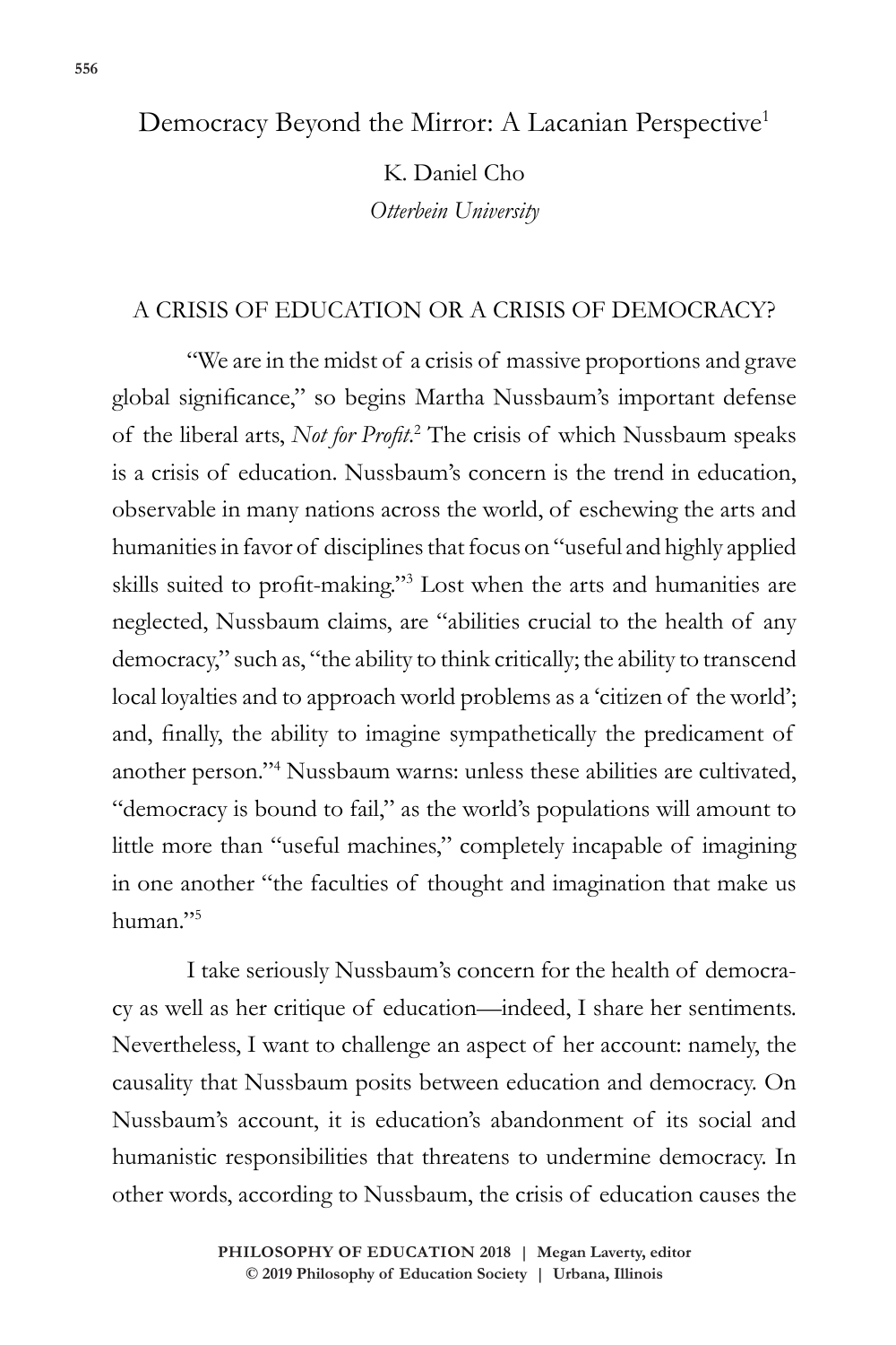# Democracy Beyond the Mirror: A Lacanian Perspective[1]

K. Daniel Cho

*Otterbein University*

## A CRISIS OF EDUCATION OR A CRISIS OF DEMOCRACY?

"We are in the midst of a crisis of massive proportions and grave global significance," so begins Martha Nussbaum's important defense of the liberal arts, *Not for Profit*.[2] The crisis of which Nussbaum speaks is a crisis of education. Nussbaum's concern is the trend in education, observable in many nations across the world, of eschewing the arts and humanities in favor of disciplines that focus on "useful and highly applied skills suited to profit-making."[3] Lost when the arts and humanities are neglected, Nussbaum claims, are "abilities crucial to the health of any democracy," such as, "the ability to think critically; the ability to transcend local loyalties and to approach world problems as a 'citizen of the world'; and, finally, the ability to imagine sympathetically the predicament of another person."[4] Nussbaum warns: unless these abilities are cultivated, "democracy is bound to fail," as the world's populations will amount to little more than "useful machines," completely incapable of imagining in one another "the faculties of thought and imagination that make us human."[5]

I take seriously Nussbaum's concern for the health of democracy as well as her critique of education—indeed, I share her sentiments. Nevertheless, I want to challenge an aspect of her account: namely, the causality that Nussbaum posits between education and democracy. On Nussbaum's account, it is education's abandonment of its social and humanistic responsibilities that threatens to undermine democracy. In other words, according to Nussbaum, the crisis of education causes the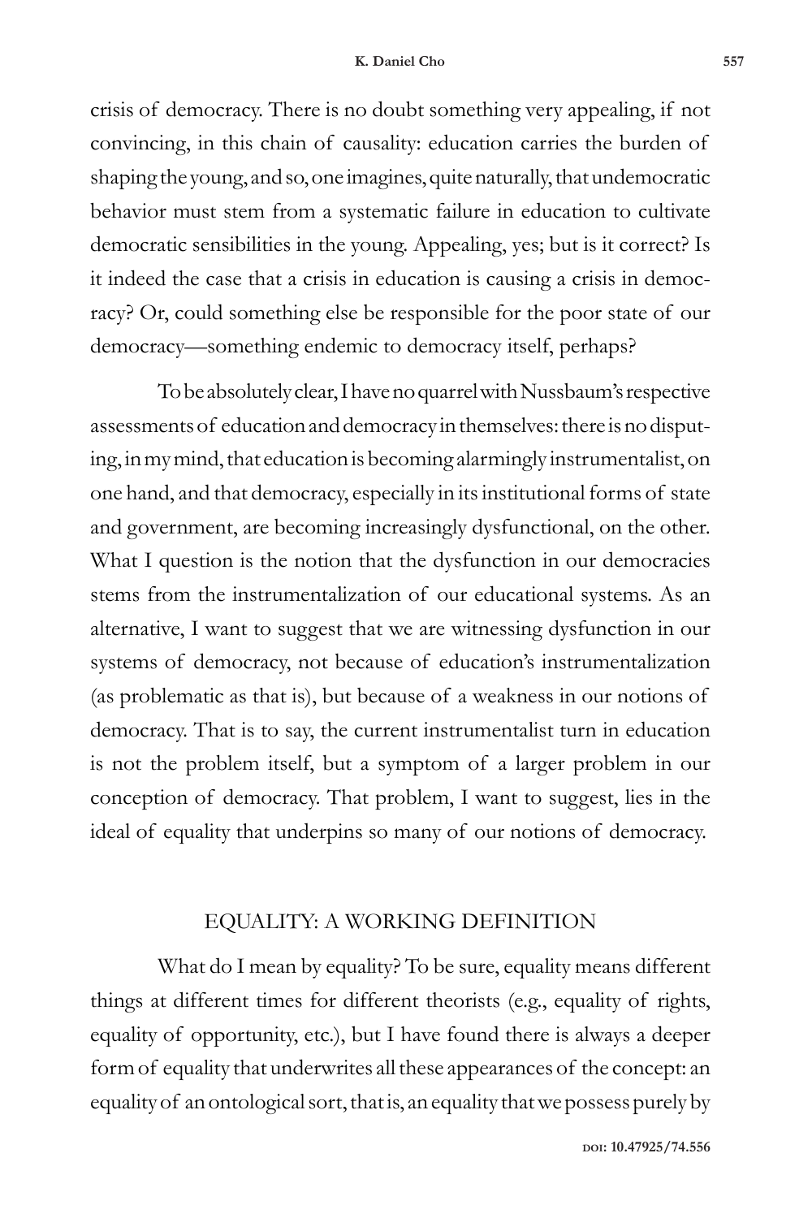crisis of democracy. There is no doubt something very appealing, if not convincing, in this chain of causality: education carries the burden of shaping the young, and so, one imagines, quite naturally, that undemocratic behavior must stem from a systematic failure in education to cultivate democratic sensibilities in the young. Appealing, yes; but is it correct? Is it indeed the case that a crisis in education is causing a crisis in democracy? Or, could something else be responsible for the poor state of our democracy—something endemic to democracy itself, perhaps?

To be absolutely clear, I have no quarrel with Nussbaum's respective assessments of education and democracy in themselves: there is no disputing, in my mind, that education is becoming alarmingly instrumentalist, on one hand, and that democracy, especially in its institutional forms of state and government, are becoming increasingly dysfunctional, on the other. What I question is the notion that the dysfunction in our democracies stems from the instrumentalization of our educational systems. As an alternative, I want to suggest that we are witnessing dysfunction in our systems of democracy, not because of education's instrumentalization (as problematic as that is), but because of a weakness in our notions of democracy. That is to say, the current instrumentalist turn in education is not the problem itself, but a symptom of a larger problem in our conception of democracy. That problem, I want to suggest, lies in the ideal of equality that underpins so many of our notions of democracy.

## EQUALITY: A WORKING DEFINITION

What do I mean by equality? To be sure, equality means different things at different times for different theorists (e.g., equality of rights, equality of opportunity, etc.), but I have found there is always a deeper form of equality that underwrites all these appearances of the concept: an equality of an ontological sort, that is, an equality that we possess purely by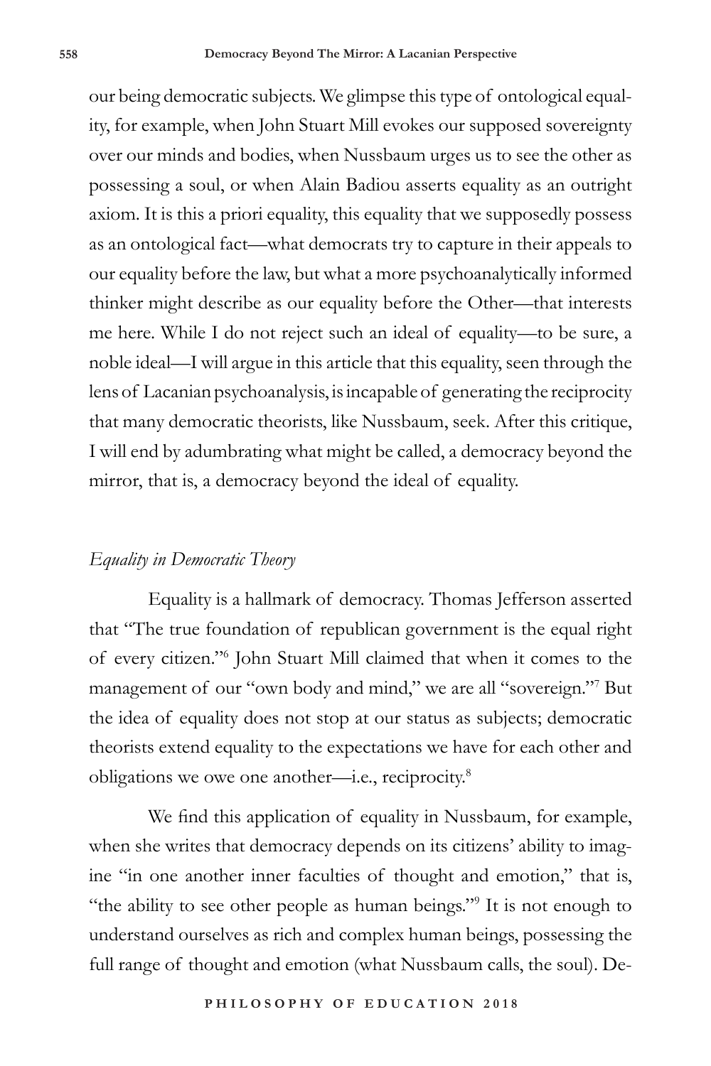our being democratic subjects. We glimpse this type of ontological equality, for example, when John Stuart Mill evokes our supposed sovereignty over our minds and bodies, when Nussbaum urges us to see the other as possessing a soul, or when Alain Badiou asserts equality as an outright axiom. It is this a priori equality, this equality that we supposedly possess as an ontological fact—what democrats try to capture in their appeals to our equality before the law, but what a more psychoanalytically informed thinker might describe as our equality before the Other—that interests me here. While I do not reject such an ideal of equality—to be sure, a noble ideal—I will argue in this article that this equality, seen through the lens of Lacanian psychoanalysis, is incapable of generating the reciprocity that many democratic theorists, like Nussbaum, seek. After this critique, I will end by adumbrating what might be called, a democracy beyond the mirror, that is, a democracy beyond the ideal of equality.

## *Equality in Democratic Theory*

Equality is a hallmark of democracy. Thomas Jefferson asserted that "The true foundation of republican government is the equal right of every citizen."[6] John Stuart Mill claimed that when it comes to the management of our "own body and mind," we are all "sovereign."[7] But the idea of equality does not stop at our status as subjects; democratic theorists extend equality to the expectations we have for each other and obligations we owe one another—i.e., reciprocity.[8]

We find this application of equality in Nussbaum, for example, when she writes that democracy depends on its citizens' ability to imagine "in one another inner faculties of thought and emotion," that is, "the ability to see other people as human beings."[9] It is not enough to understand ourselves as rich and complex human beings, possessing the full range of thought and emotion (what Nussbaum calls, the soul). De-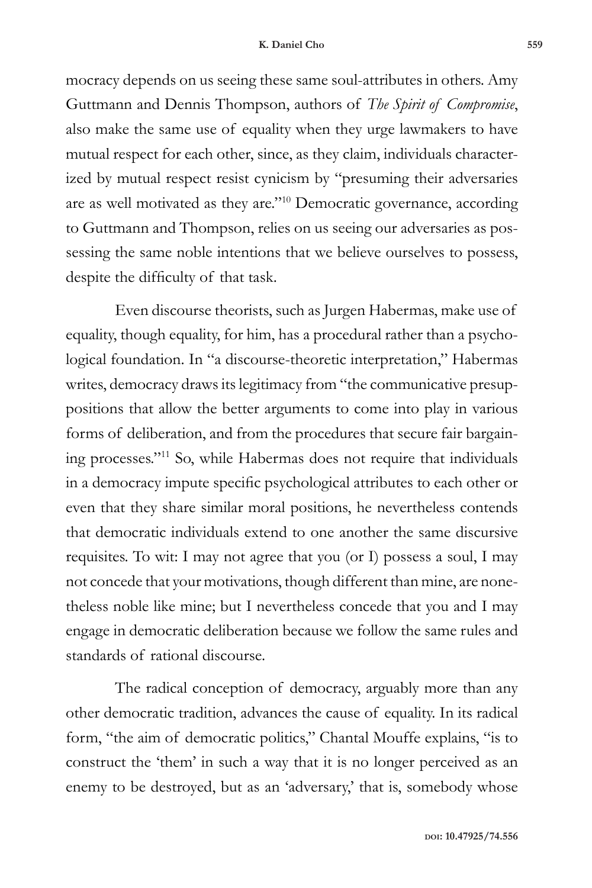mocracy depends on us seeing these same soul-attributes in others. Amy Guttmann and Dennis Thompson, authors of *The Spirit of Compromise*, also make the same use of equality when they urge lawmakers to have mutual respect for each other, since, as they claim, individuals characterized by mutual respect resist cynicism by "presuming their adversaries are as well motivated as they are."[10] Democratic governance, according to Guttmann and Thompson, relies on us seeing our adversaries as possessing the same noble intentions that we believe ourselves to possess, despite the difficulty of that task.

Even discourse theorists, such as Jurgen Habermas, make use of equality, though equality, for him, has a procedural rather than a psychological foundation. In "a discourse-theoretic interpretation," Habermas writes, democracy draws its legitimacy from "the communicative presuppositions that allow the better arguments to come into play in various forms of deliberation, and from the procedures that secure fair bargaining processes."[11] So, while Habermas does not require that individuals in a democracy impute specific psychological attributes to each other or even that they share similar moral positions, he nevertheless contends that democratic individuals extend to one another the same discursive requisites. To wit: I may not agree that you (or I) possess a soul, I may not concede that your motivations, though different than mine, are nonetheless noble like mine; but I nevertheless concede that you and I may engage in democratic deliberation because we follow the same rules and standards of rational discourse.

The radical conception of democracy, arguably more than any other democratic tradition, advances the cause of equality. In its radical form, "the aim of democratic politics," Chantal Mouffe explains, "is to construct the 'them' in such a way that it is no longer perceived as an enemy to be destroyed, but as an 'adversary,' that is, somebody whose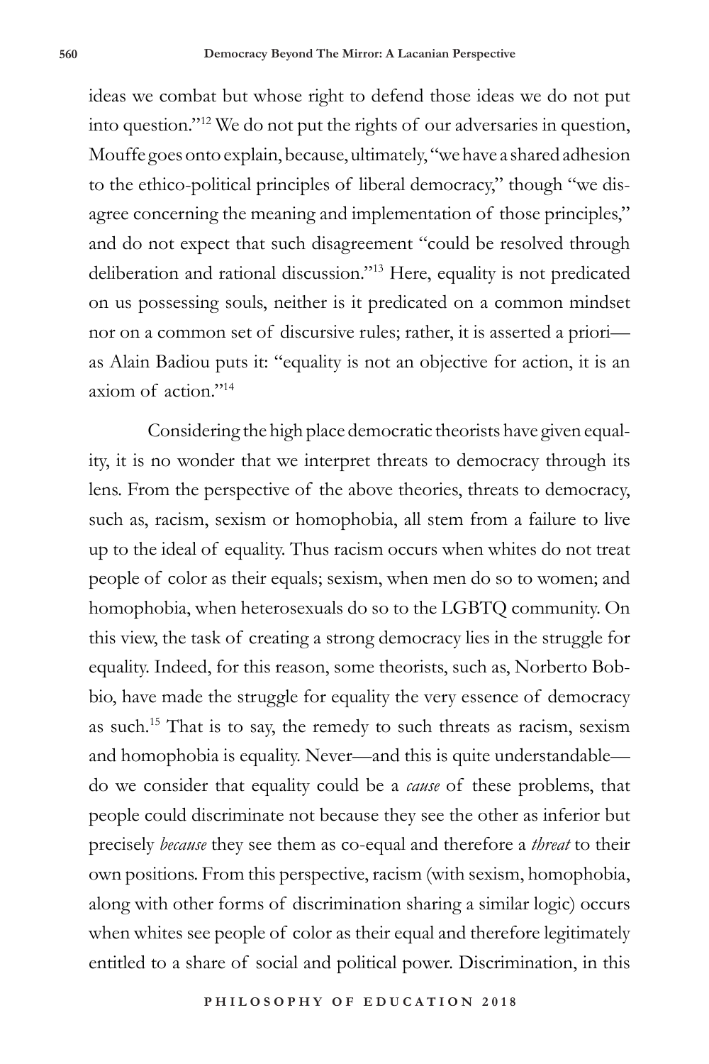ideas we combat but whose right to defend those ideas we do not put into question."[12] We do not put the rights of our adversaries in question, Mouffe goes onto explain, because, ultimately, "we have a shared adhesion to the ethico-political principles of liberal democracy," though "we disagree concerning the meaning and implementation of those principles," and do not expect that such disagreement "could be resolved through deliberation and rational discussion."[13] Here, equality is not predicated on us possessing souls, neither is it predicated on a common mindset nor on a common set of discursive rules; rather, it is asserted a priori—as Alain Badiou puts it: "equality is not an objective for action, it is an axiom of action."[14]

Considering the high place democratic theorists have given equality, it is no wonder that we interpret threats to democracy through its lens. From the perspective of the above theories, threats to democracy, such as, racism, sexism or homophobia, all stem from a failure to live up to the ideal of equality. Thus racism occurs when whites do not treat people of color as their equals; sexism, when men do so to women; and homophobia, when heterosexuals do so to the LGBTQ community. On this view, the task of creating a strong democracy lies in the struggle for equality. Indeed, for this reason, some theorists, such as, Norberto Bobbio, have made the struggle for equality the very essence of democracy as such.[15] That is to say, the remedy to such threats as racism, sexism and homophobia is equality. Never—and this is quite understandable—do we consider that equality could be a *cause* of these problems, that people could discriminate not because they see the other as inferior but precisely *because* they see them as co-equal and therefore a *threat* to their own positions. From this perspective, racism (with sexism, homophobia, along with other forms of discrimination sharing a similar logic) occurs when whites see people of color as their equal and therefore legitimately entitled to a share of social and political power. Discrimination, in this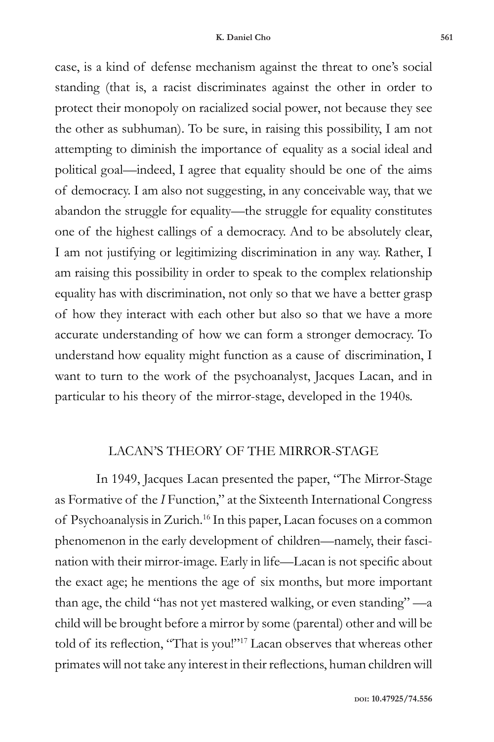case, is a kind of defense mechanism against the threat to one's social standing (that is, a racist discriminates against the other in order to protect their monopoly on racialized social power, not because they see the other as subhuman). To be sure, in raising this possibility, I am not attempting to diminish the importance of equality as a social ideal and political goal—indeed, I agree that equality should be one of the aims of democracy. I am also not suggesting, in any conceivable way, that we abandon the struggle for equality—the struggle for equality constitutes one of the highest callings of a democracy. And to be absolutely clear, I am not justifying or legitimizing discrimination in any way. Rather, I am raising this possibility in order to speak to the complex relationship equality has with discrimination, not only so that we have a better grasp of how they interact with each other but also so that we have a more accurate understanding of how we can form a stronger democracy. To understand how equality might function as a cause of discrimination, I want to turn to the work of the psychoanalyst, Jacques Lacan, and in particular to his theory of the mirror-stage, developed in the 1940s.

## LACAN'S THEORY OF THE MIRROR-STAGE

In 1949, Jacques Lacan presented the paper, "The Mirror-Stage as Formative of the *I* Function," at the Sixteenth International Congress of Psychoanalysis in Zurich.[16] In this paper, Lacan focuses on a common phenomenon in the early development of children—namely, their fascination with their mirror-image. Early in life—Lacan is not specific about the exact age; he mentions the age of six months, but more important than age, the child "has not yet mastered walking, or even standing" —a child will be brought before a mirror by some (parental) other and will be told of its reflection, "That is you!"[17] Lacan observes that whereas other primates will not take any interest in their reflections, human children will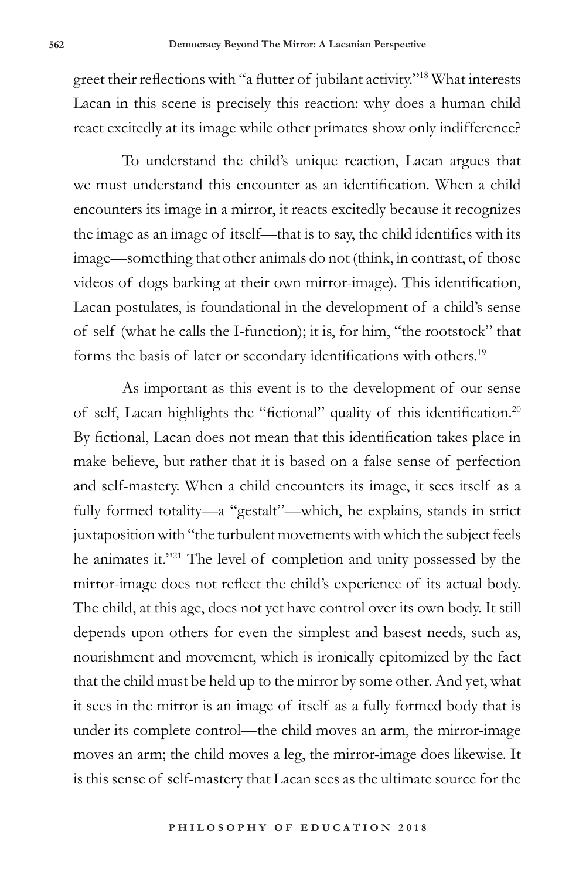greet their reflections with "a flutter of jubilant activity."[18] What interests Lacan in this scene is precisely this reaction: why does a human child react excitedly at its image while other primates show only indifference?

To understand the child's unique reaction, Lacan argues that we must understand this encounter as an identification. When a child encounters its image in a mirror, it reacts excitedly because it recognizes the image as an image of itself—that is to say, the child identifies with its image—something that other animals do not (think, in contrast, of those videos of dogs barking at their own mirror-image). This identification, Lacan postulates, is foundational in the development of a child's sense of self (what he calls the I-function); it is, for him, "the rootstock" that forms the basis of later or secondary identifications with others.[19]

As important as this event is to the development of our sense of self, Lacan highlights the "fictional" quality of this identification.[20] By fictional, Lacan does not mean that this identification takes place in make believe, but rather that it is based on a false sense of perfection and self-mastery. When a child encounters its image, it sees itself as a fully formed totality—a "gestalt"—which, he explains, stands in strict juxtaposition with "the turbulent movements with which the subject feels he animates it."[21] The level of completion and unity possessed by the mirror-image does not reflect the child's experience of its actual body. The child, at this age, does not yet have control over its own body. It still depends upon others for even the simplest and basest needs, such as, nourishment and movement, which is ironically epitomized by the fact that the child must be held up to the mirror by some other. And yet, what it sees in the mirror is an image of itself as a fully formed body that is under its complete control—the child moves an arm, the mirror-image moves an arm; the child moves a leg, the mirror-image does likewise. It is this sense of self-mastery that Lacan sees as the ultimate source for the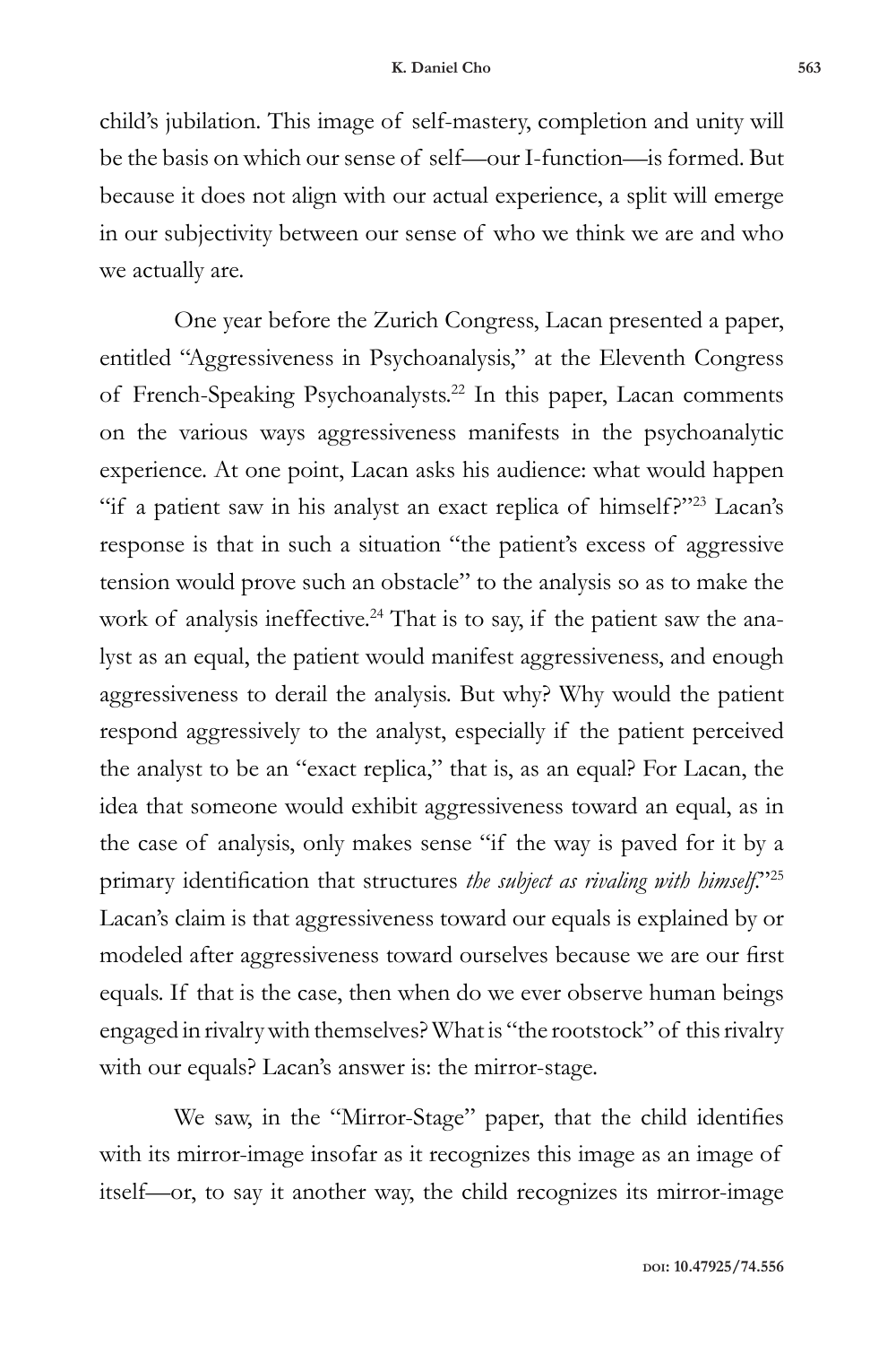child's jubilation. This image of self-mastery, completion and unity will be the basis on which our sense of self—our I-function—is formed. But because it does not align with our actual experience, a split will emerge in our subjectivity between our sense of who we think we are and who we actually are.

One year before the Zurich Congress, Lacan presented a paper, entitled "Aggressiveness in Psychoanalysis," at the Eleventh Congress of French-Speaking Psychoanalysts.[22] In this paper, Lacan comments on the various ways aggressiveness manifests in the psychoanalytic experience. At one point, Lacan asks his audience: what would happen "if a patient saw in his analyst an exact replica of himself?"[23] Lacan's response is that in such a situation "the patient's excess of aggressive tension would prove such an obstacle" to the analysis so as to make the work of analysis ineffective.[24] That is to say, if the patient saw the analyst as an equal, the patient would manifest aggressiveness, and enough aggressiveness to derail the analysis. But why? Why would the patient respond aggressively to the analyst, especially if the patient perceived the analyst to be an "exact replica," that is, as an equal? For Lacan, the idea that someone would exhibit aggressiveness toward an equal, as in the case of analysis, only makes sense "if the way is paved for it by a primary identification that structures *the subject as rivaling with himself*."[25] Lacan's claim is that aggressiveness toward our equals is explained by or modeled after aggressiveness toward ourselves because we are our first equals. If that is the case, then when do we ever observe human beings engaged in rivalry with themselves? What is "the rootstock" of this rivalry with our equals? Lacan's answer is: the mirror-stage.

We saw, in the "Mirror-Stage" paper, that the child identifies with its mirror-image insofar as it recognizes this image as an image of itself—or, to say it another way, the child recognizes its mirror-image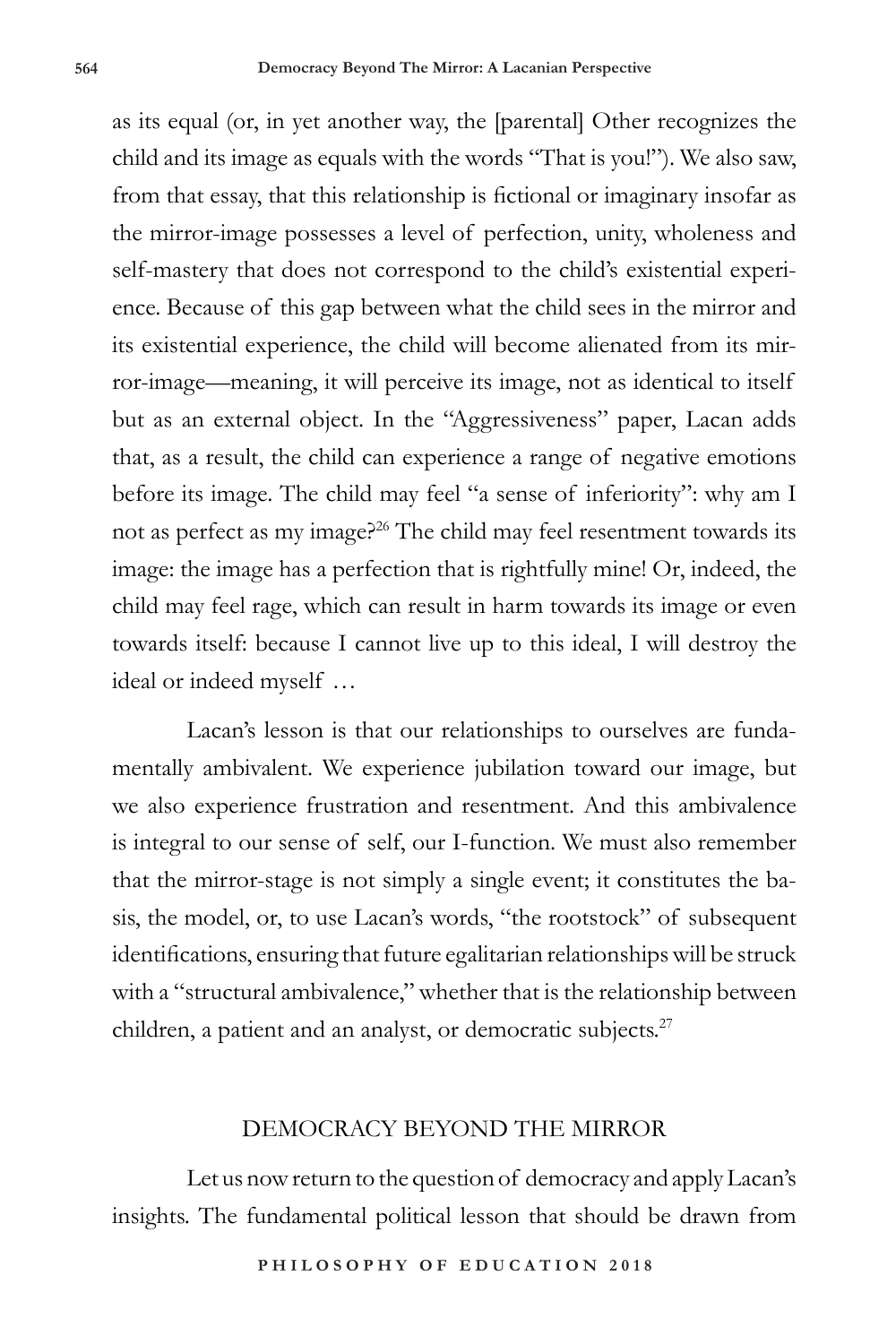as its equal (or, in yet another way, the [parental] Other recognizes the child and its image as equals with the words "That is you!"). We also saw, from that essay, that this relationship is fictional or imaginary insofar as the mirror-image possesses a level of perfection, unity, wholeness and self-mastery that does not correspond to the child's existential experience. Because of this gap between what the child sees in the mirror and its existential experience, the child will become alienated from its mirror-image—meaning, it will perceive its image, not as identical to itself but as an external object. In the "Aggressiveness" paper, Lacan adds that, as a result, the child can experience a range of negative emotions before its image. The child may feel "a sense of inferiority": why am I not as perfect as my image?[26] The child may feel resentment towards its image: the image has a perfection that is rightfully mine! Or, indeed, the child may feel rage, which can result in harm towards its image or even towards itself: because I cannot live up to this ideal, I will destroy the ideal or indeed myself …

Lacan's lesson is that our relationships to ourselves are fundamentally ambivalent. We experience jubilation toward our image, but we also experience frustration and resentment. And this ambivalence is integral to our sense of self, our I-function. We must also remember that the mirror-stage is not simply a single event; it constitutes the basis, the model, or, to use Lacan's words, "the rootstock" of subsequent identifications, ensuring that future egalitarian relationships will be struck with a "structural ambivalence," whether that is the relationship between children, a patient and an analyst, or democratic subjects.[27]

## DEMOCRACY BEYOND THE MIRROR

Let us now return to the question of democracy and apply Lacan's insights. The fundamental political lesson that should be drawn from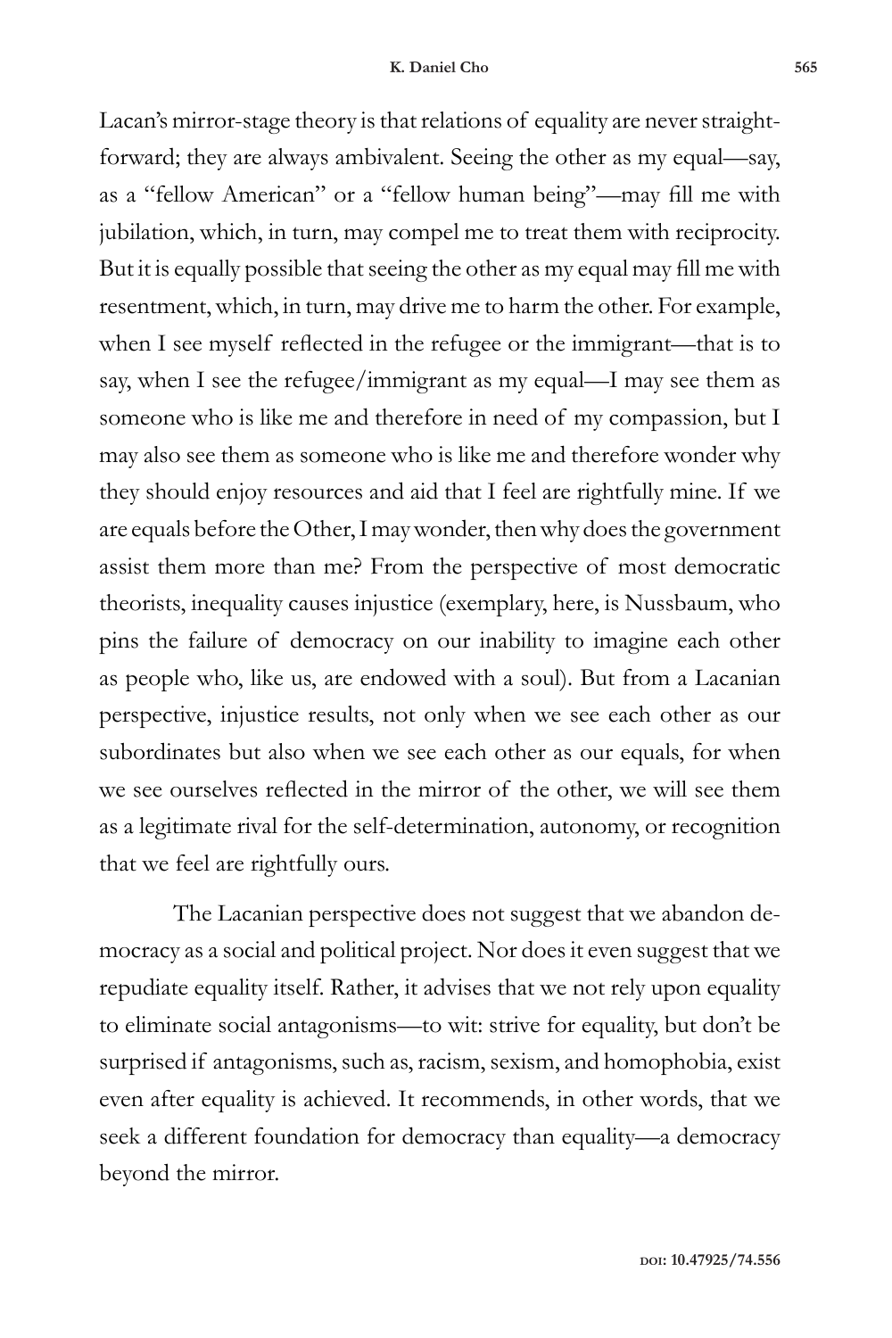Lacan's mirror-stage theory is that relations of equality are never straightforward; they are always ambivalent. Seeing the other as my equal—say, as a "fellow American" or a "fellow human being"—may fill me with jubilation, which, in turn, may compel me to treat them with reciprocity. But it is equally possible that seeing the other as my equal may fill me with resentment, which, in turn, may drive me to harm the other. For example, when I see myself reflected in the refugee or the immigrant—that is to say, when I see the refugee/immigrant as my equal—I may see them as someone who is like me and therefore in need of my compassion, but I may also see them as someone who is like me and therefore wonder why they should enjoy resources and aid that I feel are rightfully mine. If we are equals before the Other, I may wonder, then why does the government assist them more than me? From the perspective of most democratic theorists, inequality causes injustice (exemplary, here, is Nussbaum, who pins the failure of democracy on our inability to imagine each other as people who, like us, are endowed with a soul). But from a Lacanian perspective, injustice results, not only when we see each other as our subordinates but also when we see each other as our equals, for when we see ourselves reflected in the mirror of the other, we will see them as a legitimate rival for the self-determination, autonomy, or recognition that we feel are rightfully ours.

The Lacanian perspective does not suggest that we abandon democracy as a social and political project. Nor does it even suggest that we repudiate equality itself. Rather, it advises that we not rely upon equality to eliminate social antagonisms—to wit: strive for equality, but don't be surprised if antagonisms, such as, racism, sexism, and homophobia, exist even after equality is achieved. It recommends, in other words, that we seek a different foundation for democracy than equality—a democracy beyond the mirror.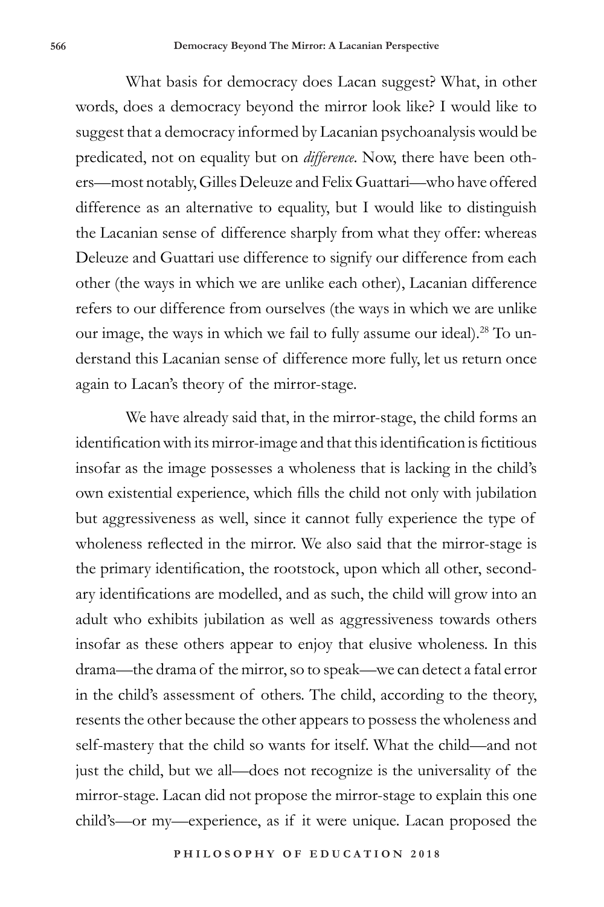What basis for democracy does Lacan suggest? What, in other words, does a democracy beyond the mirror look like? I would like to suggest that a democracy informed by Lacanian psychoanalysis would be predicated, not on equality but on *difference*. Now, there have been others—most notably, Gilles Deleuze and Felix Guattari—who have offered difference as an alternative to equality, but I would like to distinguish the Lacanian sense of difference sharply from what they offer: whereas Deleuze and Guattari use difference to signify our difference from each other (the ways in which we are unlike each other), Lacanian difference refers to our difference from ourselves (the ways in which we are unlike our image, the ways in which we fail to fully assume our ideal).[28] To understand this Lacanian sense of difference more fully, let us return once again to Lacan's theory of the mirror-stage.

We have already said that, in the mirror-stage, the child forms an identification with its mirror-image and that this identification is fictitious insofar as the image possesses a wholeness that is lacking in the child's own existential experience, which fills the child not only with jubilation but aggressiveness as well, since it cannot fully experience the type of wholeness reflected in the mirror. We also said that the mirror-stage is the primary identification, the rootstock, upon which all other, secondary identifications are modelled, and as such, the child will grow into an adult who exhibits jubilation as well as aggressiveness towards others insofar as these others appear to enjoy that elusive wholeness. In this drama—the drama of the mirror, so to speak—we can detect a fatal error in the child's assessment of others. The child, according to the theory, resents the other because the other appears to possess the wholeness and self-mastery that the child so wants for itself. What the child—and not just the child, but we all—does not recognize is the universality of the mirror-stage. Lacan did not propose the mirror-stage to explain this one child's—or my—experience, as if it were unique. Lacan proposed the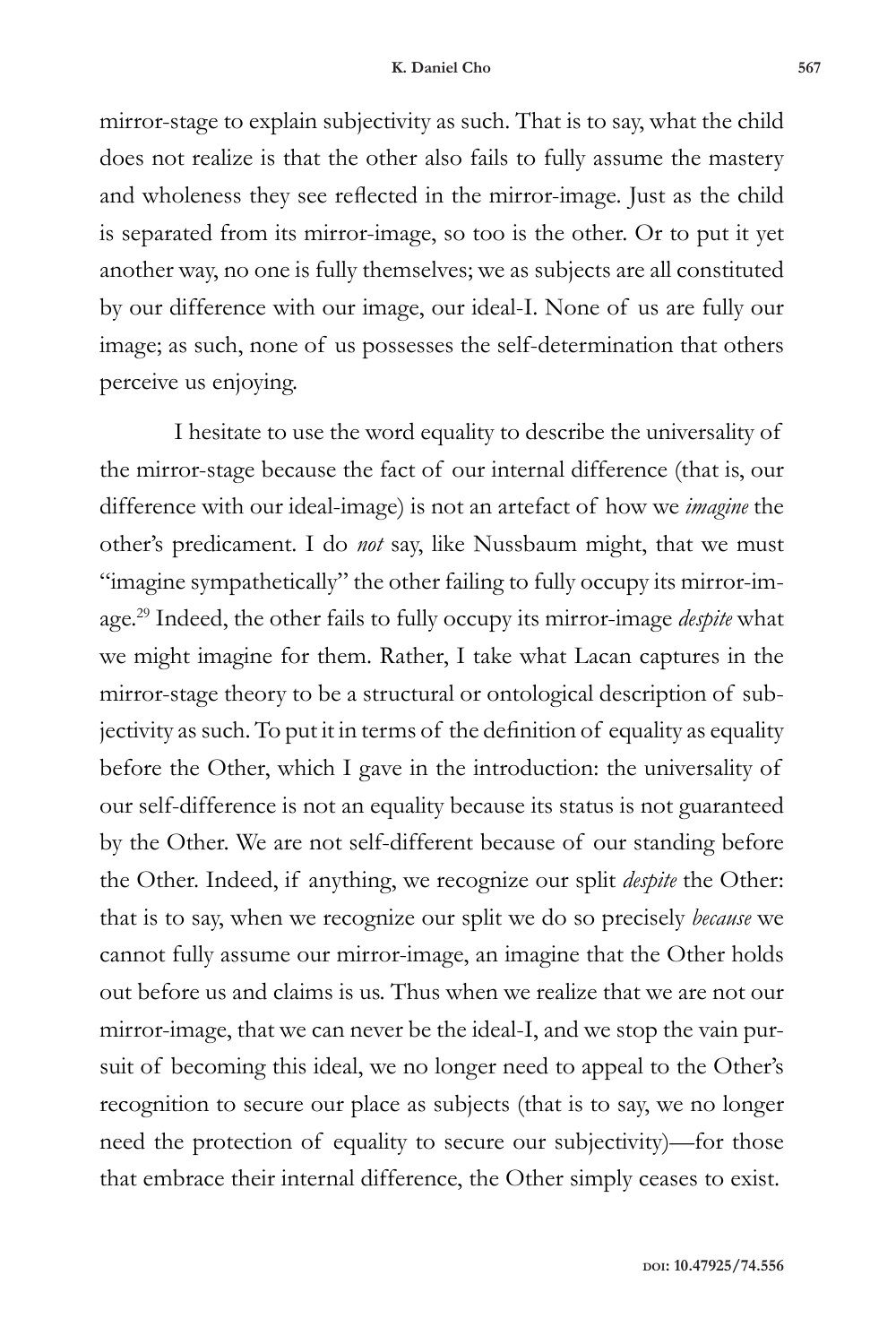mirror-stage to explain subjectivity as such. That is to say, what the child does not realize is that the other also fails to fully assume the mastery and wholeness they see reflected in the mirror-image. Just as the child is separated from its mirror-image, so too is the other. Or to put it yet another way, no one is fully themselves; we as subjects are all constituted by our difference with our image, our ideal-I. None of us are fully our image; as such, none of us possesses the self-determination that others perceive us enjoying.

I hesitate to use the word equality to describe the universality of the mirror-stage because the fact of our internal difference (that is, our difference with our ideal-image) is not an artefact of how we *imagine* the other's predicament. I do *not* say, like Nussbaum might, that we must "imagine sympathetically" the other failing to fully occupy its mirror-image.[29] Indeed, the other fails to fully occupy its mirror-image *despite* what we might imagine for them. Rather, I take what Lacan captures in the mirror-stage theory to be a structural or ontological description of subjectivity as such. To put it in terms of the definition of equality as equality before the Other, which I gave in the introduction: the universality of our self-difference is not an equality because its status is not guaranteed by the Other. We are not self-different because of our standing before the Other. Indeed, if anything, we recognize our split *despite* the Other: that is to say, when we recognize our split we do so precisely *because* we cannot fully assume our mirror-image, an imagine that the Other holds out before us and claims is us. Thus when we realize that we are not our mirror-image, that we can never be the ideal-I, and we stop the vain pursuit of becoming this ideal, we no longer need to appeal to the Other's recognition to secure our place as subjects (that is to say, we no longer need the protection of equality to secure our subjectivity)—for those that embrace their internal difference, the Other simply ceases to exist.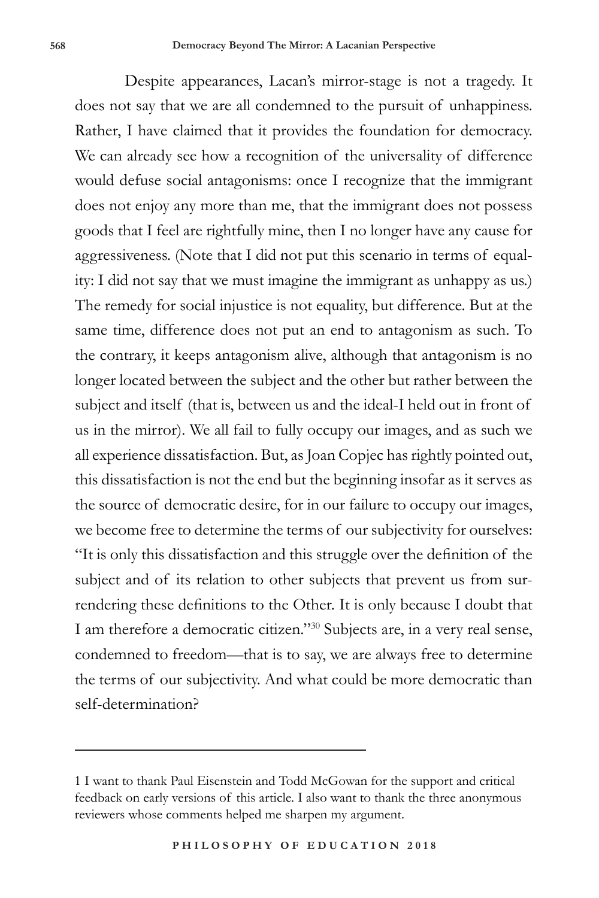Despite appearances, Lacan's mirror-stage is not a tragedy. It does not say that we are all condemned to the pursuit of unhappiness. Rather, I have claimed that it provides the foundation for democracy. We can already see how a recognition of the universality of difference would defuse social antagonisms: once I recognize that the immigrant does not enjoy any more than me, that the immigrant does not possess goods that I feel are rightfully mine, then I no longer have any cause for aggressiveness. (Note that I did not put this scenario in terms of equality: I did not say that we must imagine the immigrant as unhappy as us.) The remedy for social injustice is not equality, but difference. But at the same time, difference does not put an end to antagonism as such. To the contrary, it keeps antagonism alive, although that antagonism is no longer located between the subject and the other but rather between the subject and itself (that is, between us and the ideal-I held out in front of us in the mirror). We all fail to fully occupy our images, and as such we all experience dissatisfaction. But, as Joan Copjec has rightly pointed out, this dissatisfaction is not the end but the beginning insofar as it serves as the source of democratic desire, for in our failure to occupy our images, we become free to determine the terms of our subjectivity for ourselves: "It is only this dissatisfaction and this struggle over the definition of the subject and of its relation to other subjects that prevent us from surrendering these definitions to the Other. It is only because I doubt that I am therefore a democratic citizen."[30] Subjects are, in a very real sense, condemned to freedom—that is to say, we are always free to determine the terms of our subjectivity. And what could be more democratic than self-determination?

---

1 I want to thank Paul Eisenstein and Todd McGowan for the support and critical feedback on early versions of this article. I also want to thank the three anonymous reviewers whose comments helped me sharpen my argument.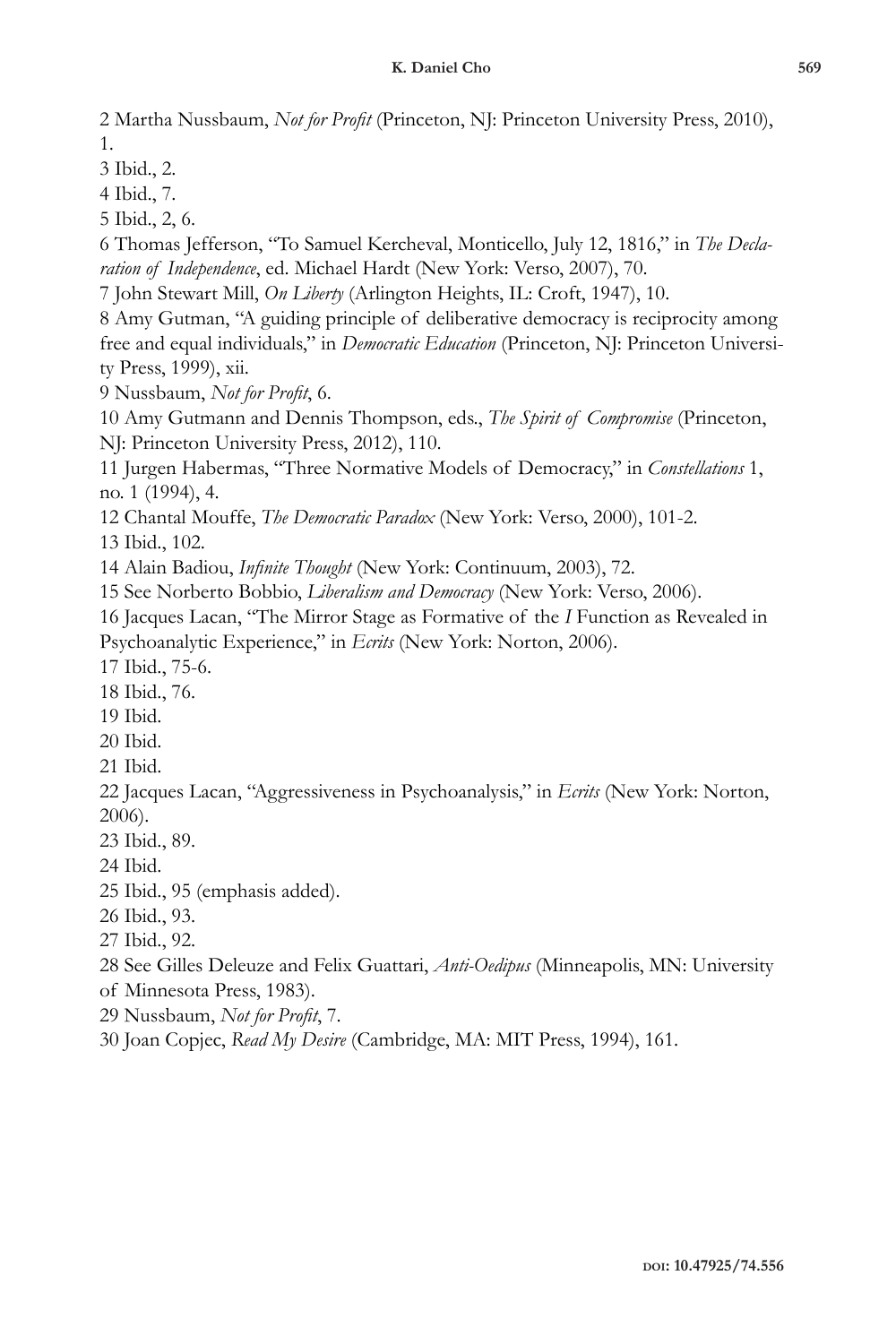2 Martha Nussbaum, *Not for Profit* (Princeton, NJ: Princeton University Press, 2010), 1.

3 Ibid., 2.

4 Ibid., 7.

5 Ibid., 2, 6.

6 Thomas Jefferson, "To Samuel Kercheval, Monticello, July 12, 1816," in *The Declaration of Independence*, ed. Michael Hardt (New York: Verso, 2007), 70.

7 John Stewart Mill, *On Liberty* (Arlington Heights, IL: Croft, 1947), 10.

8 Amy Gutman, "A guiding principle of deliberative democracy is reciprocity among free and equal individuals," in *Democratic Education* (Princeton, NJ: Princeton University Press, 1999), xii.

9 Nussbaum, *Not for Profit*, 6.

10 Amy Gutmann and Dennis Thompson, eds., *The Spirit of Compromise* (Princeton, NJ: Princeton University Press, 2012), 110.

11 Jurgen Habermas, "Three Normative Models of Democracy," in *Constellations* 1, no. 1 (1994), 4.

12 Chantal Mouffe, *The Democratic Paradox* (New York: Verso, 2000), 101-2.

13 Ibid., 102.

14 Alain Badiou, *Infinite Thought* (New York: Continuum, 2003), 72.

15 See Norberto Bobbio, *Liberalism and Democracy* (New York: Verso, 2006).

16 Jacques Lacan, "The Mirror Stage as Formative of the *I* Function as Revealed in Psychoanalytic Experience," in *Ecrits* (New York: Norton, 2006).

17 Ibid., 75-6.

18 Ibid., 76.

19 Ibid.

20 Ibid.

21 Ibid.

22 Jacques Lacan, "Aggressiveness in Psychoanalysis," in *Ecrits* (New York: Norton, 2006).

23 Ibid., 89.

24 Ibid.

25 Ibid., 95 (emphasis added).

26 Ibid., 93.

27 Ibid., 92.

28 See Gilles Deleuze and Felix Guattari, *Anti-Oedipus* (Minneapolis, MN: University of Minnesota Press, 1983).

29 Nussbaum, *Not for Profit*, 7.

30 Joan Copjec, *Read My Desire* (Cambridge, MA: MIT Press, 1994), 161.